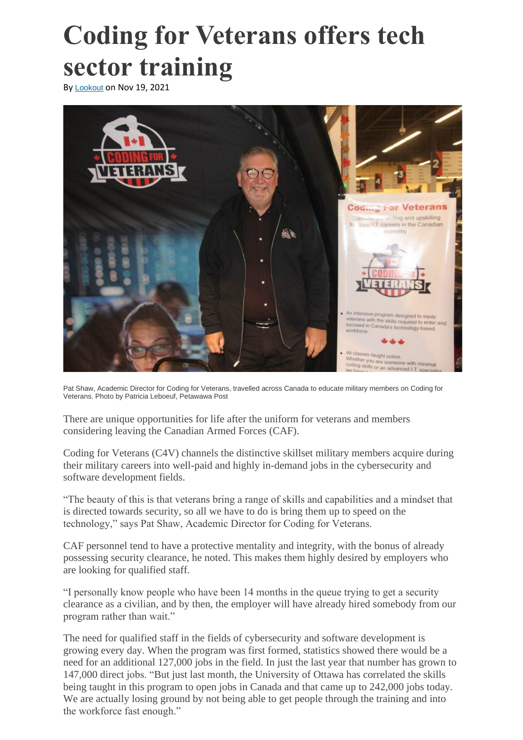# Coding for Veterans offers tech sector training

By Lookout on Nov 19, 2021

Pat Shaw, Academic Director for Coding for Veterans, travelled across Canada to educate military members on Coding for Veterans. Photo by Patricia Leboeuf, Petawawa Post

There are unique opportunities for life after the uniform for veterans and members considering leaving the Canadian Armed Forces (CAF).

Coding for Veterans (C4V) channels the distinctive skillset military members acquire during their military careers into well-paid and highly in-demand jobs in the cybersecurity and software development fields.

"The beauty of this is that veterans bring a range of skills and capabilities and a mindset that is directed towards security, so all we have to do is bring them up to speed on the technology," says Pat Shaw, Academic Director for Coding for Veterans.

CAF personnel tend to have a protective mentality and integrity, with the bonus of already possessing security clearance, he noted. This makes them highly desired by employers who are looking for qualified staff.

"I personally know people who have been 14 months in the queue trying to get a security clearance as a civilian, and by then, the employer will have already hired somebody from our program rather than wait."

The need for qualified staff in the fields of cybersecurity and software development is growing every day. When the program was first formed, statistics showed there would be a need for an additional 127,000 jobs in the field. In just the last year that number has grown to 147,000 direct jobs. "But just last month, the University of Ottawa has correlated the skills being taught in this program to open jobs in Canada and that came up to 242,000 jobs today. We are actually losing ground by not being able to get people through the training and into the workforce fast enough."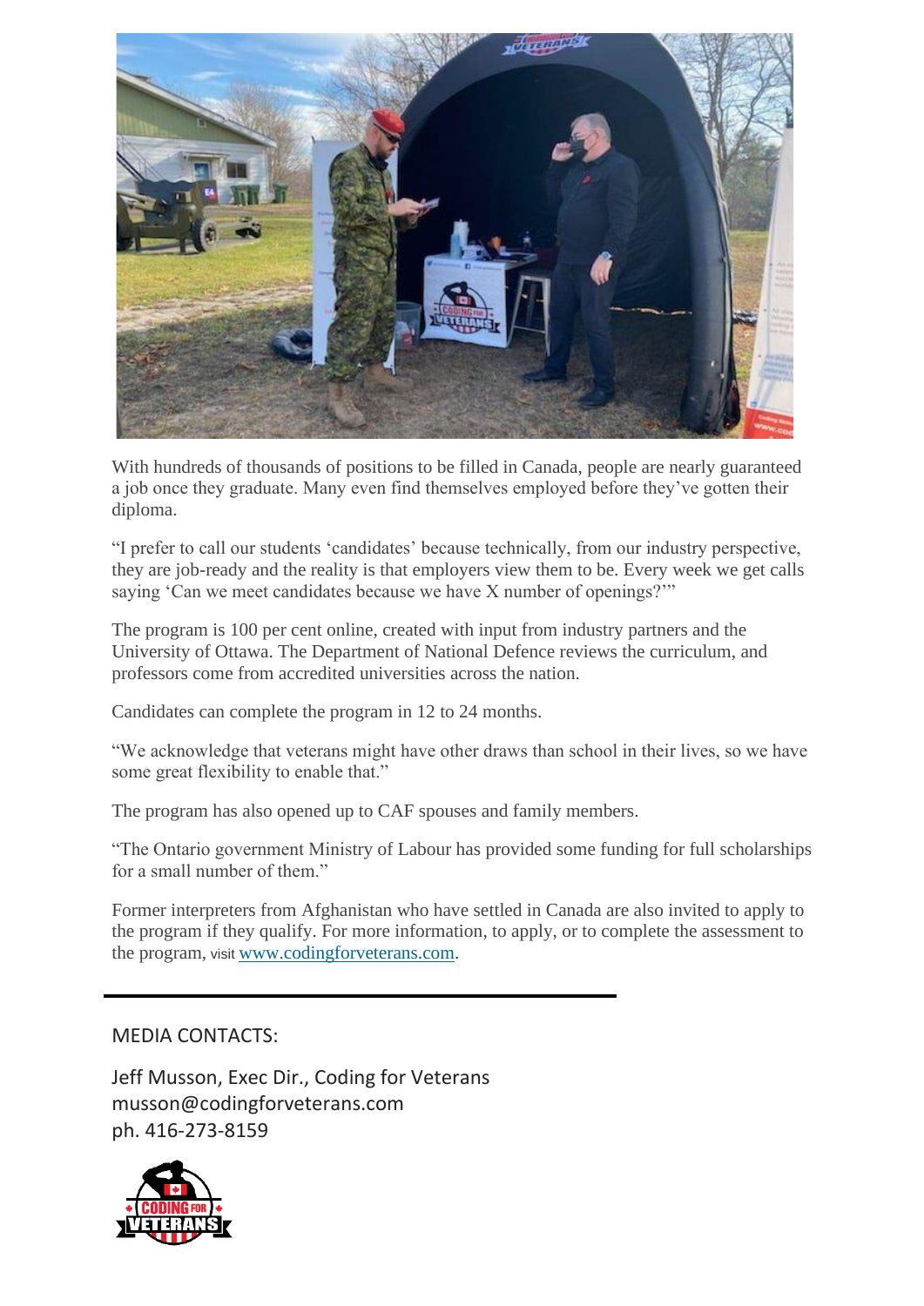With hundreds of thousands of positions to be filled in Canada, people are nearly guaranteed a job once they graduate. Many even find themselves employed before they've gotten their diploma.

"I prefer to call our students 'candidates' because technically, from our industry perspective, they are job-ready and the reality is that employers view them to be. Every week we get calls saying 'Can we meet candidates because we have X number of openings?'"

The program is 100 per cent online, created with input from industry partners and the University of Ottawa. The Department of National Defence reviews the curriculum, and professors come from accredited universities across the nation.

Candidates can complete the program in 12 to 24 months.

"We acknowledge that veterans might have other draws than school in their lives, so we have some great flexibility to enable that."

The program has also opened up to CAF spouses and family members.

"The Ontario government Ministry of Labour has provided some funding for full scholarships for a small number of them."

Former interpreters from Afghanistan who have settled in Canada are also invited to apply to the program if they qualify. For more information, to apply, or to complete the assessment to the program, visit [www.codingforveterans.com](http://www.codingforveterans.com).

---

MEDIA CONTACTS:

Jeff Musson, Exec Dir., Coding for Veterans
musson@codingforveterans.com
ph. 416-273-8159